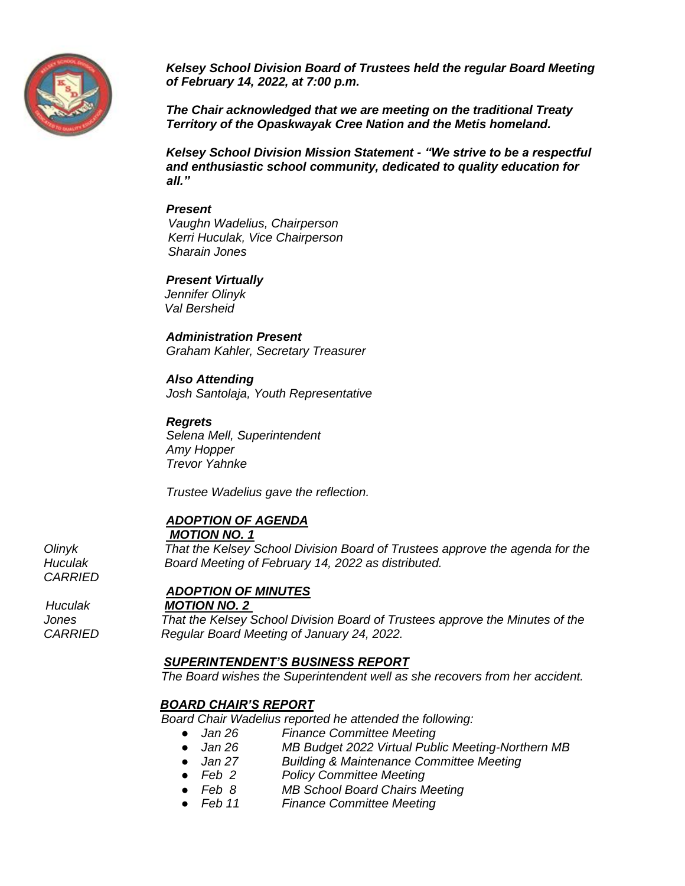***Kelsey School Division Board of Trustees held the regular Board Meeting of February 14, 2022, at 7:00 p.m.***

***The Chair acknowledged that we are meeting on the traditional Treaty Territory of the Opaskwayak Cree Nation and the Metis homeland.***

***Kelsey School Division Mission Statement - "We strive to be a respectful and enthusiastic school community, dedicated to quality education for all."***

***Present***
*Vaughn Wadelius, Chairperson*
*Kerri Huculak, Vice Chairperson*
*Sharain Jones*

***Present Virtually***
*Jennifer Olinyk*
*Val Bersheid*

***Administration Present***
*Graham Kahler, Secretary Treasurer*

***Also Attending***
*Josh Santolaja, Youth Representative*

***Regrets***
*Selena Mell, Superintendent*
*Amy Hopper*
*Trevor Yahnke*

*Trustee Wadelius gave the reflection.*

***ADOPTION OF AGENDA***

***MOTION NO. 1***

*Olinyk*
*Huculak*
*CARRIED*

*That the Kelsey School Division Board of Trustees approve the agenda for the Board Meeting of February 14, 2022 as distributed.*

***ADOPTION OF MINUTES***

***MOTION NO. 2***

*Huculak*
*Jones*
*CARRIED*

*That the Kelsey School Division Board of Trustees approve the Minutes of the Regular Board Meeting of January 24, 2022.*

***SUPERINTENDENT'S BUSINESS REPORT***

*The Board wishes the Superintendent well as she recovers from her accident.*

***BOARD CHAIR'S REPORT***

*Board Chair Wadelius reported he attended the following:*

- *Jan 26 Finance Committee Meeting*
- *Jan 26 MB Budget 2022 Virtual Public Meeting-Northern MB*
- *Jan 27 Building & Maintenance Committee Meeting*
- *Feb 2 Policy Committee Meeting*
- *Feb 8 MB School Board Chairs Meeting*
- *Feb 11 Finance Committee Meeting*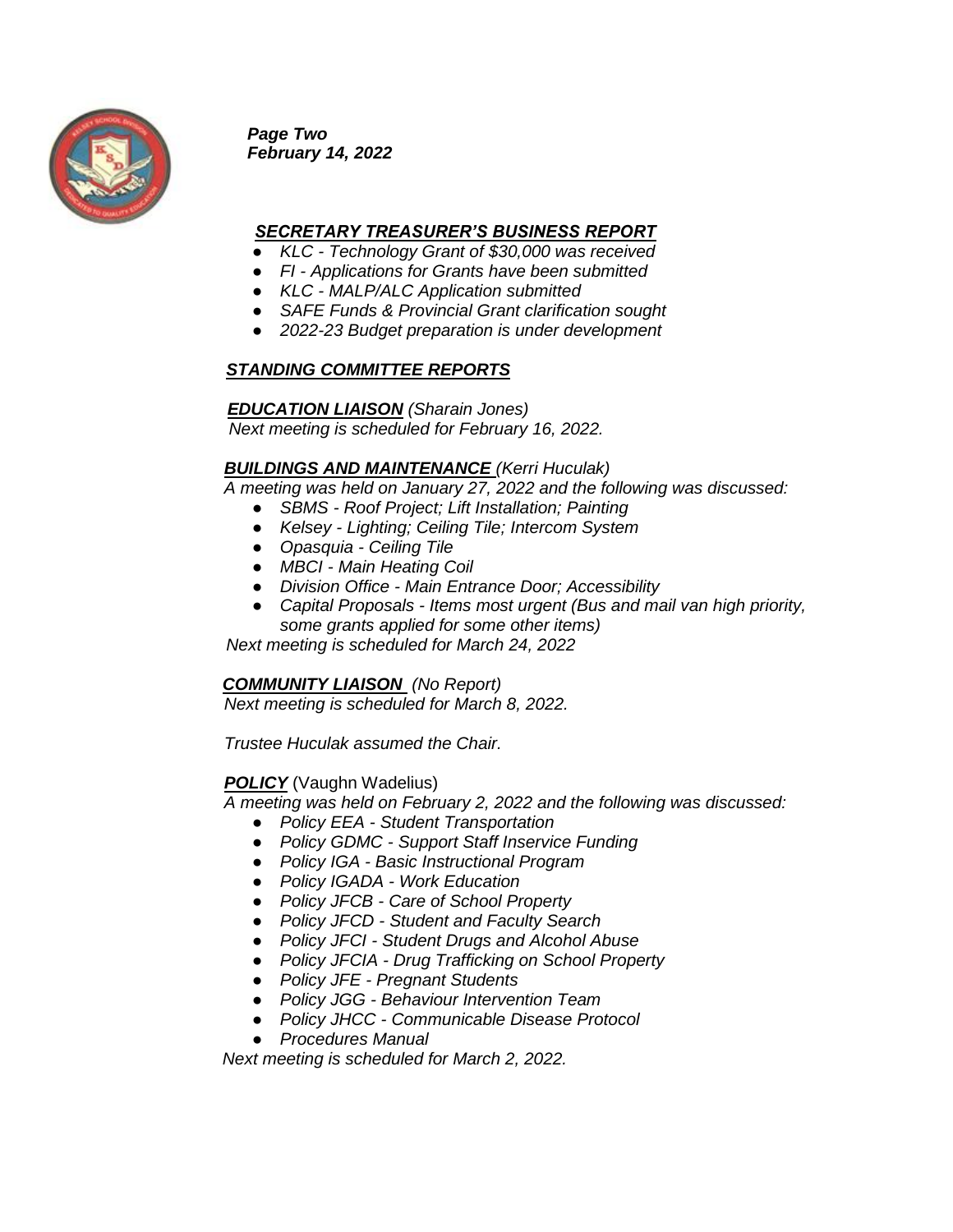*Page Two*
*February 14, 2022*

## ***SECRETARY TREASURER'S BUSINESS REPORT***

- *KLC - Technology Grant of $30,000 was received*
- *FI - Applications for Grants have been submitted*
- *KLC - MALP/ALC Application submitted*
- *SAFE Funds & Provincial Grant clarification sought*
- *2022-23 Budget preparation is under development*

## ***STANDING COMMITTEE REPORTS***

***EDUCATION LIAISON*** *(Sharain Jones)*
*Next meeting is scheduled for February 16, 2022.*

***BUILDINGS AND MAINTENANCE*** *(Kerri Huculak)*
*A meeting was held on January 27, 2022 and the following was discussed:*

- *SBMS - Roof Project; Lift Installation; Painting*
- *Kelsey - Lighting; Ceiling Tile; Intercom System*
- *Opasquia - Ceiling Tile*
- *MBCI - Main Heating Coil*
- *Division Office - Main Entrance Door; Accessibility*
- *Capital Proposals - Items most urgent (Bus and mail van high priority, some grants applied for some other items)*

*Next meeting is scheduled for March 24, 2022*

***COMMUNITY LIAISON*** *(No Report)*
*Next meeting is scheduled for March 8, 2022.*

*Trustee Huculak assumed the Chair.*

***POLICY*** (Vaughn Wadelius)
*A meeting was held on February 2, 2022 and the following was discussed:*

- *Policy EEA - Student Transportation*
- *Policy GDMC - Support Staff Inservice Funding*
- *Policy IGA - Basic Instructional Program*
- *Policy IGADA - Work Education*
- *Policy JFCB - Care of School Property*
- *Policy JFCD - Student and Faculty Search*
- *Policy JFCI - Student Drugs and Alcohol Abuse*
- *Policy JFCIA - Drug Trafficking on School Property*
- *Policy JFE - Pregnant Students*
- *Policy JGG - Behaviour Intervention Team*
- *Policy JHCC - Communicable Disease Protocol*
- *Procedures Manual*

*Next meeting is scheduled for March 2, 2022.*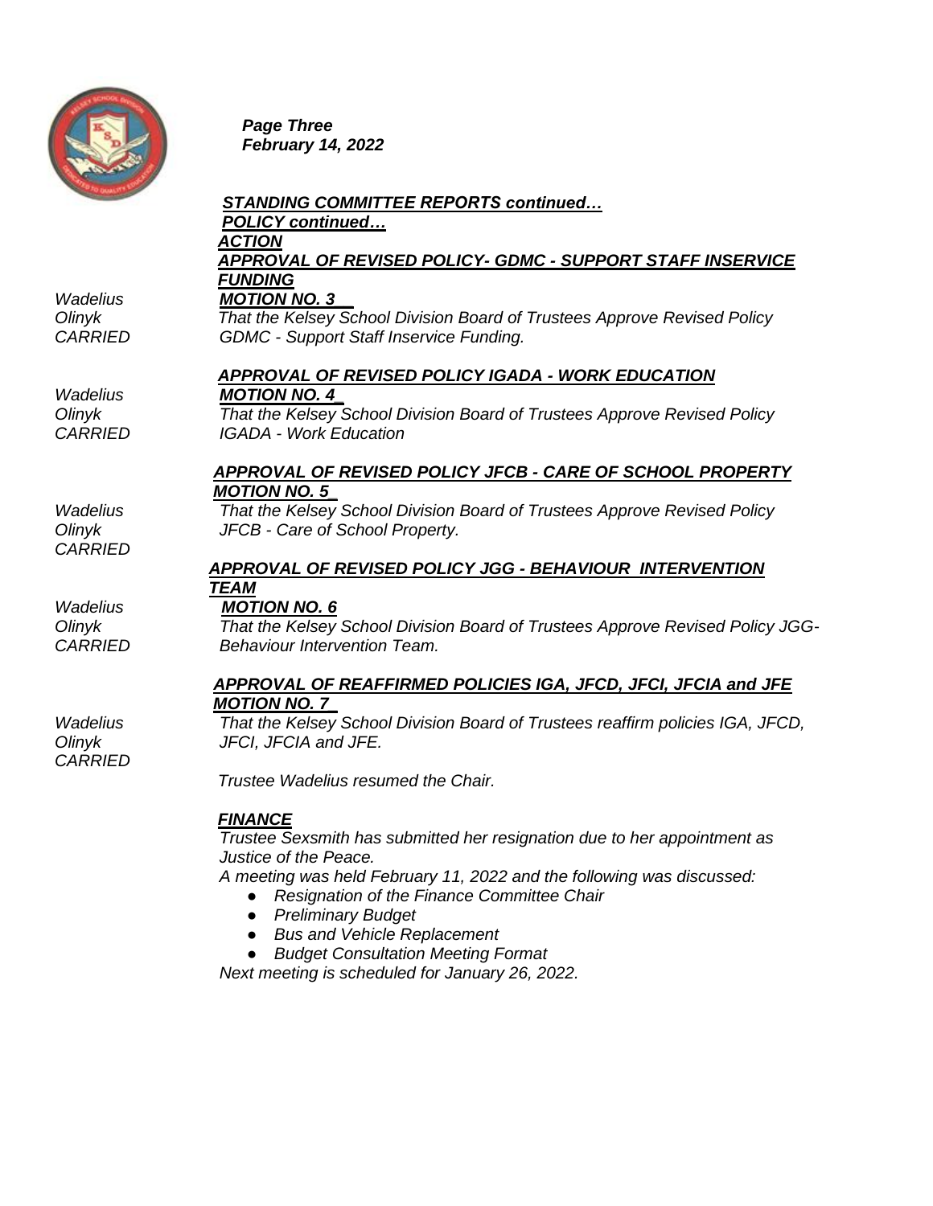***STANDING COMMITTEE REPORTS continued…***

***POLICY continued…***

***ACTION***

***APPROVAL OF REVISED POLICY- GDMC - SUPPORT STAFF INSERVICE FUNDING***

*Wadelius*
*Olinyk*
*CARRIED*

***MOTION NO. 3***

*That the Kelsey School Division Board of Trustees Approve Revised Policy GDMC - Support Staff Inservice Funding.*

***APPROVAL OF REVISED POLICY IGADA - WORK EDUCATION***

*Wadelius*
*Olinyk*
*CARRIED*

***MOTION NO. 4***

*That the Kelsey School Division Board of Trustees Approve Revised Policy IGADA - Work Education*

***APPROVAL OF REVISED POLICY JFCB - CARE OF SCHOOL PROPERTY***

*Wadelius*
*Olinyk*
*CARRIED*

***MOTION NO. 5***

*That the Kelsey School Division Board of Trustees Approve Revised Policy JFCB - Care of School Property.*

***APPROVAL OF REVISED POLICY JGG - BEHAVIOUR INTERVENTION TEAM***

*Wadelius*
*Olinyk*
*CARRIED*

***MOTION NO. 6***

*That the Kelsey School Division Board of Trustees Approve Revised Policy JGG- Behaviour Intervention Team.*

***APPROVAL OF REAFFIRMED POLICIES IGA, JFCD, JFCI, JFCIA and JFE***

*Wadelius*
*Olinyk*
*CARRIED*

***MOTION NO. 7***

*That the Kelsey School Division Board of Trustees reaffirm policies IGA, JFCD, JFCI, JFCIA and JFE.*

*Trustee Wadelius resumed the Chair.*

***FINANCE***

*Trustee Sexsmith has submitted her resignation due to her appointment as Justice of the Peace.*

*A meeting was held February 11, 2022 and the following was discussed:*

- *Resignation of the Finance Committee Chair*
- *Preliminary Budget*
- *Bus and Vehicle Replacement*
- *Budget Consultation Meeting Format*

*Next meeting is scheduled for January 26, 2022.*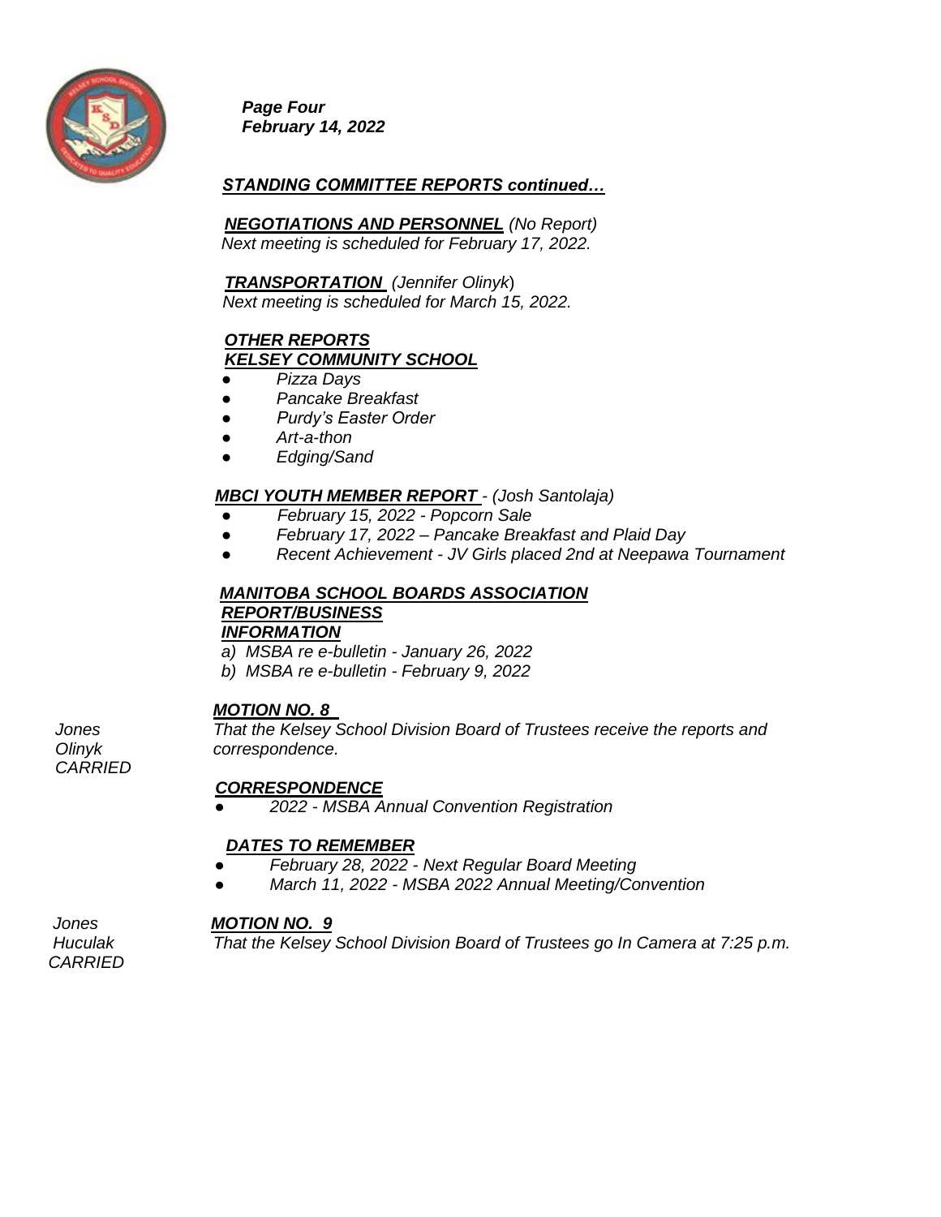***STANDING COMMITTEE REPORTS continued…***

***NEGOTIATIONS AND PERSONNEL*** *(No Report)*
*Next meeting is scheduled for February 17, 2022.*

***TRANSPORTATION*** *(Jennifer Olinyk)*
*Next meeting is scheduled for March 15, 2022.*

***OTHER REPORTS***
***KELSEY COMMUNITY SCHOOL***

- *Pizza Days*
- *Pancake Breakfast*
- *Purdy's Easter Order*
- *Art-a-thon*
- *Edging/Sand*

***MBCI YOUTH MEMBER REPORT*** *- (Josh Santolaja)*

- *February 15, 2022 - Popcorn Sale*
- *February 17, 2022 – Pancake Breakfast and Plaid Day*
- *Recent Achievement - JV Girls placed 2nd at Neepawa Tournament*

***MANITOBA SCHOOL BOARDS ASSOCIATION REPORT/BUSINESS***
***INFORMATION***

*a) MSBA re e-bulletin - January 26, 2022*
*b) MSBA re e-bulletin - February 9, 2022*

***MOTION NO. 8***

*Jones*
*Olinyk*
*CARRIED*

*That the Kelsey School Division Board of Trustees receive the reports and correspondence.*

***CORRESPONDENCE***

- *2022 - MSBA Annual Convention Registration*

***DATES TO REMEMBER***

- *February 28, 2022 - Next Regular Board Meeting*
- *March 11, 2022 - MSBA 2022 Annual Meeting/Convention*

***MOTION NO. 9***

*Jones*
*Huculak*
*CARRIED*

*That the Kelsey School Division Board of Trustees go In Camera at 7:25 p.m.*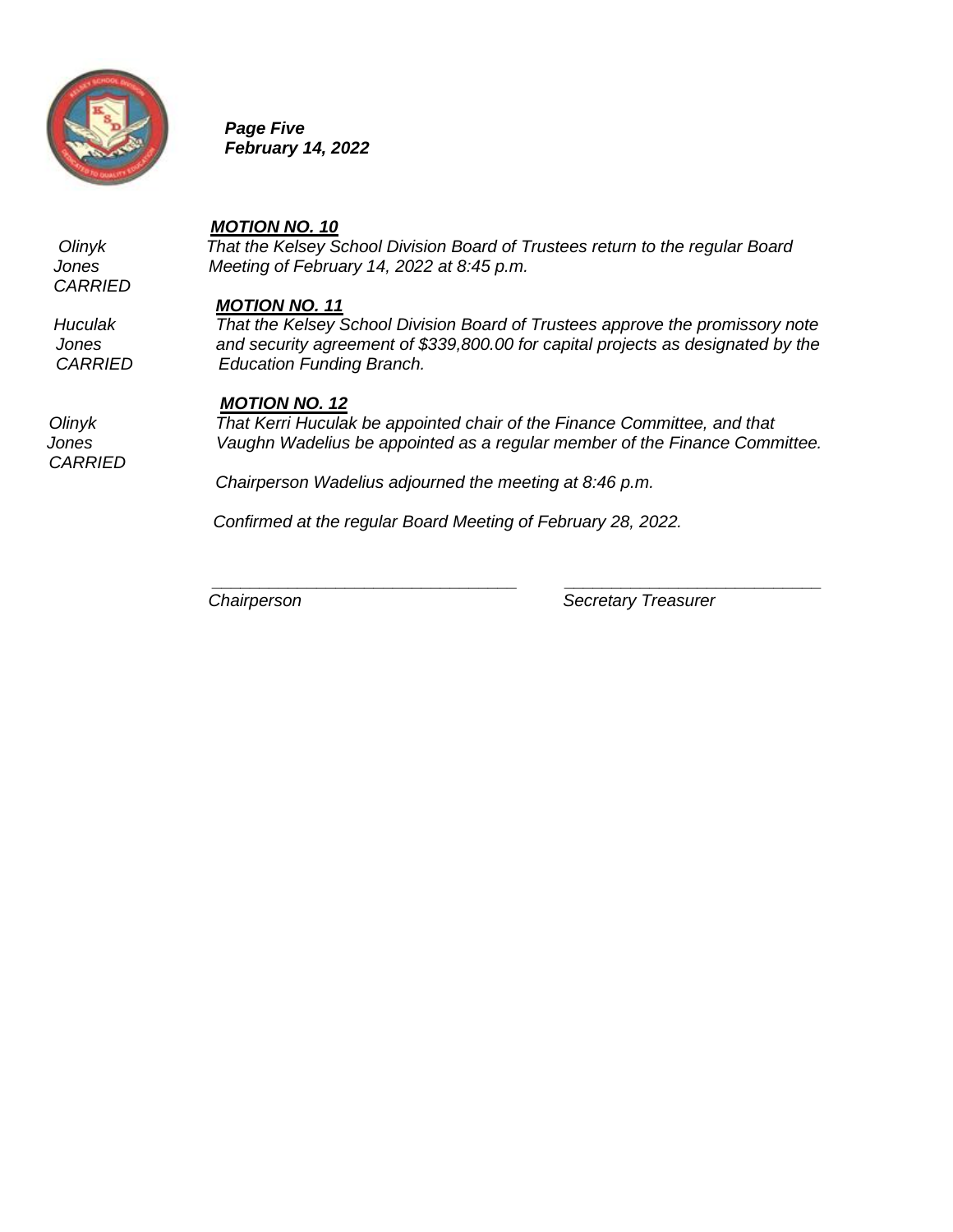***Page Five***
***February 14, 2022***

***MOTION NO. 10***

*Olinyk*
*Jones*
*CARRIED*

*That the Kelsey School Division Board of Trustees return to the regular Board Meeting of February 14, 2022 at 8:45 p.m.*

***MOTION NO. 11***

*Huculak*
*Jones*
*CARRIED*

*That the Kelsey School Division Board of Trustees approve the promissory note and security agreement of $339,800.00 for capital projects as designated by the Education Funding Branch.*

***MOTION NO. 12***

*Olinyk*
*Jones*
*CARRIED*

*That Kerri Huculak be appointed chair of the Finance Committee, and that Vaughn Wadelius be appointed as a regular member of the Finance Committee.*

*Chairperson Wadelius adjourned the meeting at 8:46 p.m.*

*Confirmed at the regular Board Meeting of February 28, 2022.*

\_\_\_\_\_\_\_\_\_\_\_\_\_\_\_\_\_\_\_\_\_\_\_\_\_\_\_\_\_\_\_\_ \_\_\_\_\_\_\_\_\_\_\_\_\_\_\_\_\_\_\_\_\_\_\_\_\_\_\_\_\_\_

*Chairperson* *Secretary Treasurer*